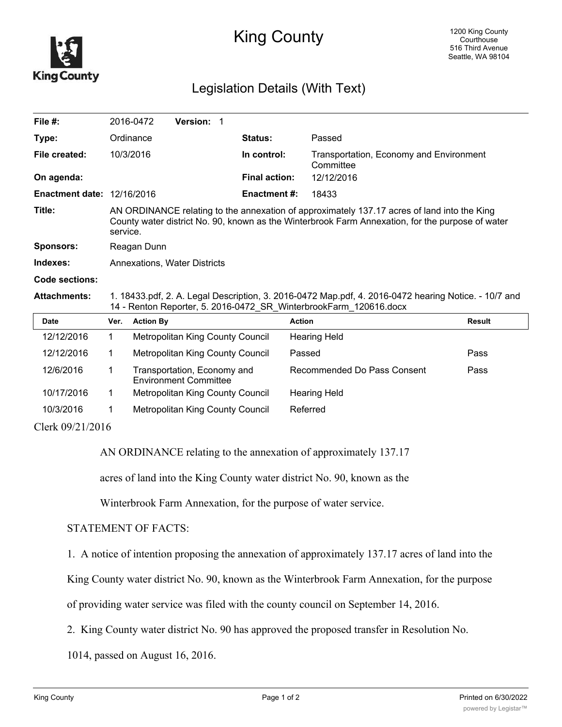# King County

1200 King County Courthouse
516 Third Avenue
Seattle, WA 98104

## Legislation Details (With Text)

| | | | |
|---|---|---|---|
| **File #:** | 2016-0472 **Version:** 1 | | |
| **Type:** | Ordinance | **Status:** | Passed |
| **File created:** | 10/3/2016 | **In control:** | Transportation, Economy and Environment Committee |
| **On agenda:** | | **Final action:** | 12/12/2016 |
| **Enactment date:** | 12/16/2016 | **Enactment #:** | 18433 |

**Title:** AN ORDINANCE relating to the annexation of approximately 137.17 acres of land into the King County water district No. 90, known as the Winterbrook Farm Annexation, for the purpose of water service.

**Sponsors:** Reagan Dunn

**Indexes:** Annexations, Water Districts

**Code sections:**

**Attachments:** 1. 18433.pdf, 2. A. Legal Description, 3. 2016-0472 Map.pdf, 4. 2016-0472 hearing Notice. - 10/7 and 14 - Renton Reporter, 5. 2016-0472_SR_WinterbrookFarm_120616.docx

| Date | Ver. | Action By | Action | Result |
|---|---|---|---|---|
| 12/12/2016 | 1 | Metropolitan King County Council | Hearing Held | |
| 12/12/2016 | 1 | Metropolitan King County Council | Passed | Pass |
| 12/6/2016 | 1 | Transportation, Economy and Environment Committee | Recommended Do Pass Consent | Pass |
| 10/17/2016 | 1 | Metropolitan King County Council | Hearing Held | |
| 10/3/2016 | 1 | Metropolitan King County Council | Referred | |

Clerk 09/21/2016

AN ORDINANCE relating to the annexation of approximately 137.17 acres of land into the King County water district No. 90, known as the Winterbrook Farm Annexation, for the purpose of water service.

STATEMENT OF FACTS:

1. A notice of intention proposing the annexation of approximately 137.17 acres of land into the King County water district No. 90, known as the Winterbrook Farm Annexation, for the purpose of providing water service was filed with the county council on September 14, 2016.

2. King County water district No. 90 has approved the proposed transfer in Resolution No. 1014, passed on August 16, 2016.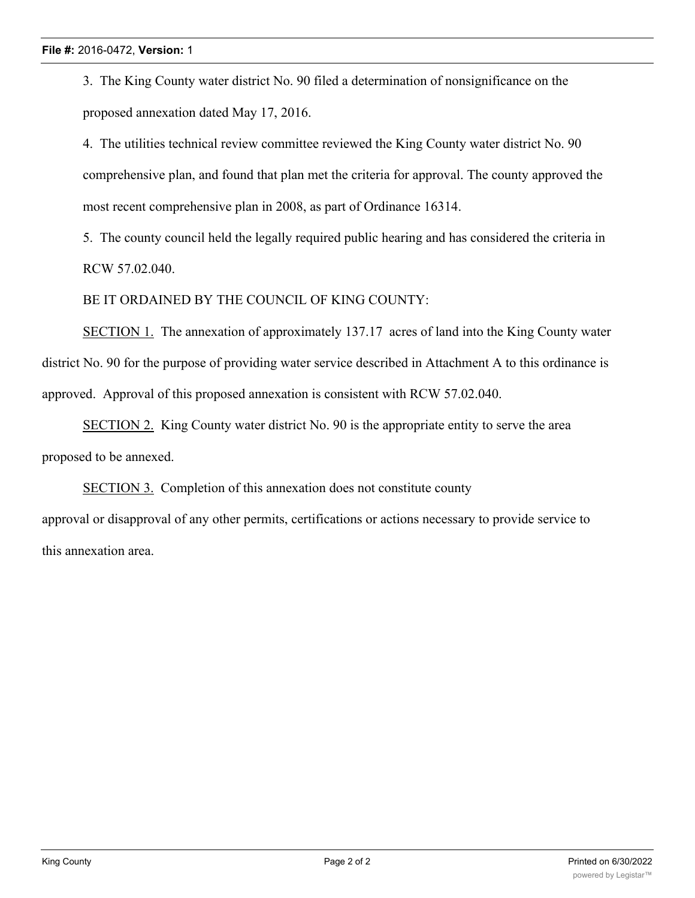3. The King County water district No. 90 filed a determination of nonsignificance on the proposed annexation dated May 17, 2016.

4. The utilities technical review committee reviewed the King County water district No. 90 comprehensive plan, and found that plan met the criteria for approval. The county approved the most recent comprehensive plan in 2008, as part of Ordinance 16314.

5. The county council held the legally required public hearing and has considered the criteria in RCW 57.02.040.

BE IT ORDAINED BY THE COUNCIL OF KING COUNTY:

SECTION 1. The annexation of approximately 137.17 acres of land into the King County water district No. 90 for the purpose of providing water service described in Attachment A to this ordinance is approved. Approval of this proposed annexation is consistent with RCW 57.02.040.

SECTION 2. King County water district No. 90 is the appropriate entity to serve the area proposed to be annexed.

SECTION 3. Completion of this annexation does not constitute county approval or disapproval of any other permits, certifications or actions necessary to provide service to this annexation area.